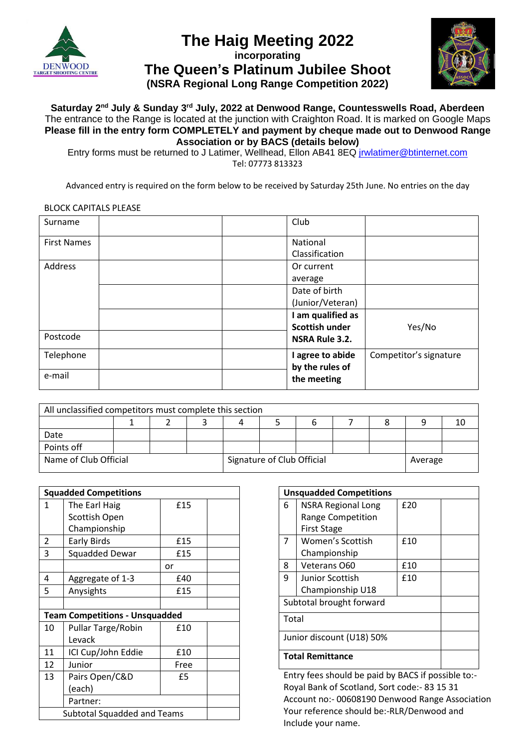# The Haig Meeting 2022

**incorporating**

## The Queen's Platinum Jubilee Shoot

**(NSRA Regional Long Range Competition 2022)**

**Saturday 2nd July & Sunday 3rd July, 2022 at Denwood Range, Countesswells Road, Aberdeen**

The entrance to the Range is located at the junction with Craighton Road. It is marked on Google Maps

**Please fill in the entry form COMPLETELY and payment by cheque made out to Denwood Range Association or by BACS (details below)**

Entry forms must be returned to J Latimer, Wellhead, Ellon AB41 8EQ jrwlatimer@btinternet.com

Tel: 07773 813323

Advanced entry is required on the form below to be received by Saturday 25th June. No entries on the day

BLOCK CAPITALS PLEASE

| Surname | | | Club | |
|---|---|---|---|---|
| First Names | | | National Classification | |
| Address | | | Or current average | |
| | | | Date of birth (Junior/Veteran) | |
| | | | **I am qualified as Scottish under NSRA Rule 3.2.** | Yes/No |
| Postcode | | | | |
| Telephone | | | **I agree to abide by the rules of the meeting** | Competitor's signature |
| e-mail | | | | |

| All unclassified competitors must complete this section | | | | | | | | | | |
|---|---|---|---|---|---|---|---|---|---|---|
| | 1 | 2 | 3 | 4 | 5 | 6 | 7 | 8 | 9 | 10 |
| Date | | | | | | | | | | |
| Points off | | | | | | | | | | |
| Name of Club Official | | | | Signature of Club Official | | | | | Average | |

| **Squadded Competitions** | | | |
|---|---|---|---|
| 1 | The Earl Haig Scottish Open Championship | £15 | |
| 2 | Early Birds | £15 | |
| 3 | Squadded Dewar | £15 | |
| | | or | |
| 4 | Aggregate of 1-3 | £40 | |
| 5 | Anysights | £15 | |
| | | | |
| **Team Competitions - Unsquadded** | | | |
| 10 | Pullar Targe/Robin Levack | £10 | |
| 11 | ICI Cup/John Eddie | £10 | |
| 12 | Junior | Free | |
| 13 | Pairs Open/C&D (each) | £5 | |
| | Partner: | | |
| Subtotal Squadded and Teams | | | |

| **Unsquadded Competitions** | | | |
|---|---|---|---|
| 6 | NSRA Regional Long Range Competition First Stage | £20 | |
| 7 | Women's Scottish Championship | £10 | |
| 8 | Veterans O60 | £10 | |
| 9 | Junior Scottish Championship U18 | £10 | |
| Subtotal brought forward | | | |
| Total | | | |
| Junior discount (U18) 50% | | | |
| **Total Remittance** | | | |

Entry fees should be paid by BACS if possible to:-
Royal Bank of Scotland, Sort code:- 83 15 31
Account no:- 00608190 Denwood Range Association
Your reference should be:-RLR/Denwood and
Include your name.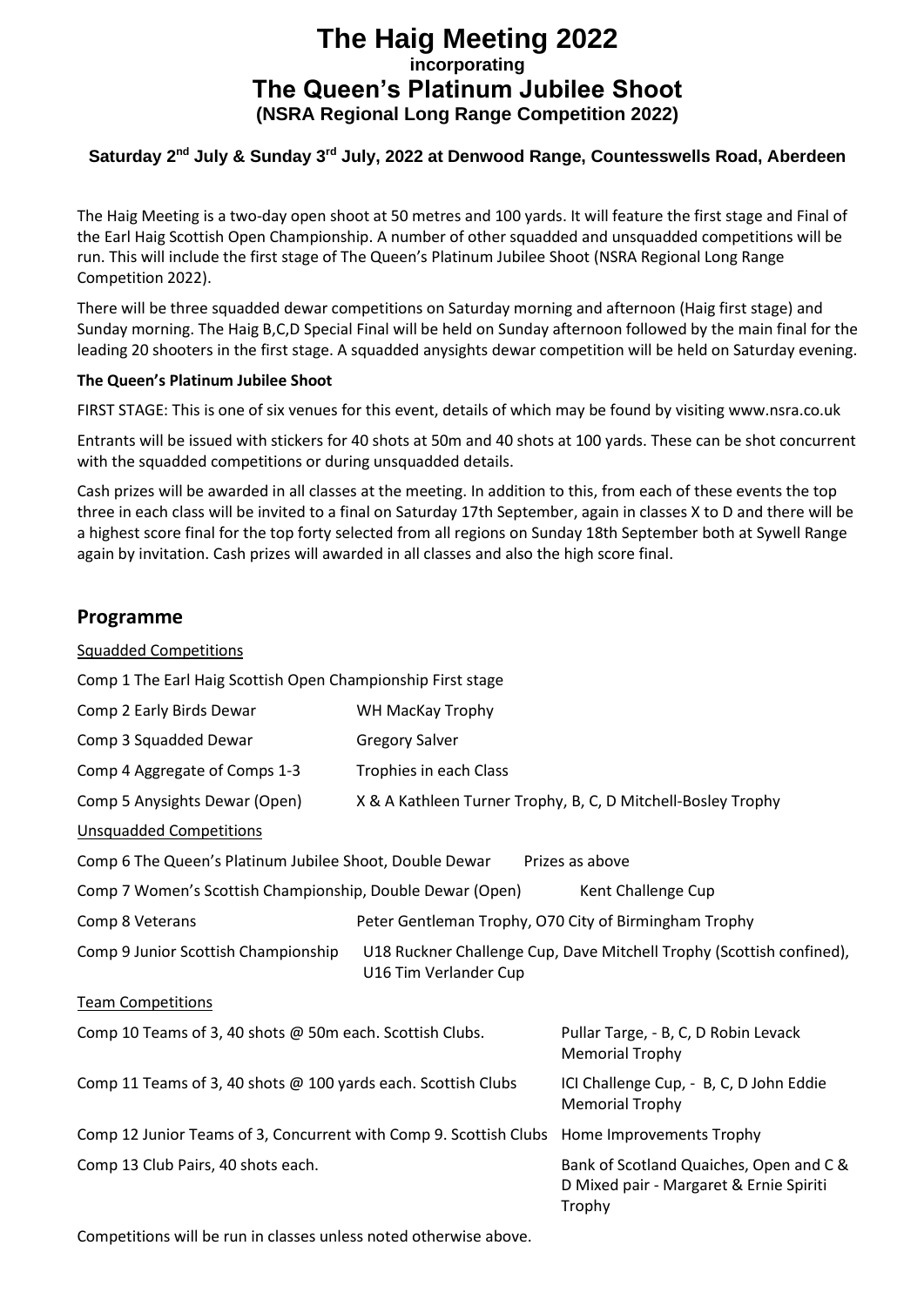# The Haig Meeting 2022

**incorporating**

# The Queen's Platinum Jubilee Shoot

**(NSRA Regional Long Range Competition 2022)**

**Saturday 2nd July & Sunday 3rd July, 2022 at Denwood Range, Countesswells Road, Aberdeen**

The Haig Meeting is a two-day open shoot at 50 metres and 100 yards. It will feature the first stage and Final of the Earl Haig Scottish Open Championship. A number of other squadded and unsquadded competitions will be run. This will include the first stage of The Queen's Platinum Jubilee Shoot (NSRA Regional Long Range Competition 2022).

There will be three squadded dewar competitions on Saturday morning and afternoon (Haig first stage) and Sunday morning. The Haig B,C,D Special Final will be held on Sunday afternoon followed by the main final for the leading 20 shooters in the first stage. A squadded anysights dewar competition will be held on Saturday evening.

**The Queen's Platinum Jubilee Shoot**

FIRST STAGE: This is one of six venues for this event, details of which may be found by visiting www.nsra.co.uk

Entrants will be issued with stickers for 40 shots at 50m and 40 shots at 100 yards. These can be shot concurrent with the squadded competitions or during unsquadded details.

Cash prizes will be awarded in all classes at the meeting. In addition to this, from each of these events the top three in each class will be invited to a final on Saturday 17th September, again in classes X to D and there will be a highest score final for the top forty selected from all regions on Sunday 18th September both at Sywell Range again by invitation. Cash prizes will awarded in all classes and also the high score final.

## Programme

Squadded Competitions

| Competition | Prize |
|---|---|
| Comp 1 The Earl Haig Scottish Open Championship First stage | |
| Comp 2 Early Birds Dewar | WH MacKay Trophy |
| Comp 3 Squadded Dewar | Gregory Salver |
| Comp 4 Aggregate of Comps 1-3 | Trophies in each Class |
| Comp 5 Anysights Dewar (Open) | X & A Kathleen Turner Trophy, B, C, D Mitchell-Bosley Trophy |

Unsquadded Competitions

| Competition | Prize |
|---|---|
| Comp 6 The Queen's Platinum Jubilee Shoot, Double Dewar | Prizes as above |
| Comp 7 Women's Scottish Championship, Double Dewar (Open) | Kent Challenge Cup |
| Comp 8 Veterans | Peter Gentleman Trophy, O70 City of Birmingham Trophy |
| Comp 9 Junior Scottish Championship | U18 Ruckner Challenge Cup, Dave Mitchell Trophy (Scottish confined), U16 Tim Verlander Cup |

Team Competitions

| Competition | Prize |
|---|---|
| Comp 10 Teams of 3, 40 shots @ 50m each. Scottish Clubs. | Pullar Targe, - B, C, D Robin Levack Memorial Trophy |
| Comp 11 Teams of 3, 40 shots @ 100 yards each. Scottish Clubs | ICI Challenge Cup, - B, C, D John Eddie Memorial Trophy |
| Comp 12 Junior Teams of 3, Concurrent with Comp 9. Scottish Clubs | Home Improvements Trophy |
| Comp 13 Club Pairs, 40 shots each. | Bank of Scotland Quaiches, Open and C & D Mixed pair - Margaret & Ernie Spiriti Trophy |

Competitions will be run in classes unless noted otherwise above.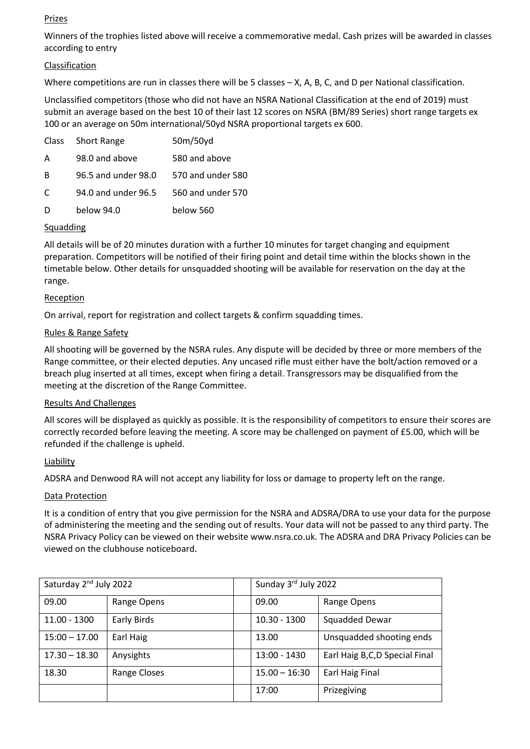Prizes

Winners of the trophies listed above will receive a commemorative medal. Cash prizes will be awarded in classes according to entry

Classification

Where competitions are run in classes there will be 5 classes – X, A, B, C, and D per National classification.

Unclassified competitors (those who did not have an NSRA National Classification at the end of 2019) must submit an average based on the best 10 of their last 12 scores on NSRA (BM/89 Series) short range targets ex 100 or an average on 50m international/50yd NSRA proportional targets ex 600.

| Class | Short Range | 50m/50yd |
|---|---|---|
| A | 98.0 and above | 580 and above |
| B | 96.5 and under 98.0 | 570 and under 580 |
| C | 94.0 and under 96.5 | 560 and under 570 |
| D | below 94.0 | below 560 |

Squadding

All details will be of 20 minutes duration with a further 10 minutes for target changing and equipment preparation. Competitors will be notified of their firing point and detail time within the blocks shown in the timetable below. Other details for unsquadded shooting will be available for reservation on the day at the range.

Reception

On arrival, report for registration and collect targets & confirm squadding times.

Rules & Range Safety

All shooting will be governed by the NSRA rules. Any dispute will be decided by three or more members of the Range committee, or their elected deputies. Any uncased rifle must either have the bolt/action removed or a breach plug inserted at all times, except when firing a detail. Transgressors may be disqualified from the meeting at the discretion of the Range Committee.

Results And Challenges

All scores will be displayed as quickly as possible. It is the responsibility of competitors to ensure their scores are correctly recorded before leaving the meeting. A score may be challenged on payment of £5.00, which will be refunded if the challenge is upheld.

Liability

ADSRA and Denwood RA will not accept any liability for loss or damage to property left on the range.

Data Protection

It is a condition of entry that you give permission for the NSRA and ADSRA/DRA to use your data for the purpose of administering the meeting and the sending out of results. Your data will not be passed to any third party. The NSRA Privacy Policy can be viewed on their website www.nsra.co.uk. The ADSRA and DRA Privacy Policies can be viewed on the clubhouse noticeboard.

| Saturday 2nd July 2022 | | | Sunday 3rd July 2022 | |
|---|---|---|---|---|
| 09.00 | Range Opens | | 09.00 | Range Opens |
| 11.00 - 1300 | Early Birds | | 10.30 - 1300 | Squadded Dewar |
| 15:00 – 17.00 | Earl Haig | | 13.00 | Unsquadded shooting ends |
| 17.30 – 18.30 | Anysights | | 13:00 - 1430 | Earl Haig B,C,D Special Final |
| 18.30 | Range Closes | | 15.00 – 16:30 | Earl Haig Final |
| | | | 17:00 | Prizegiving |